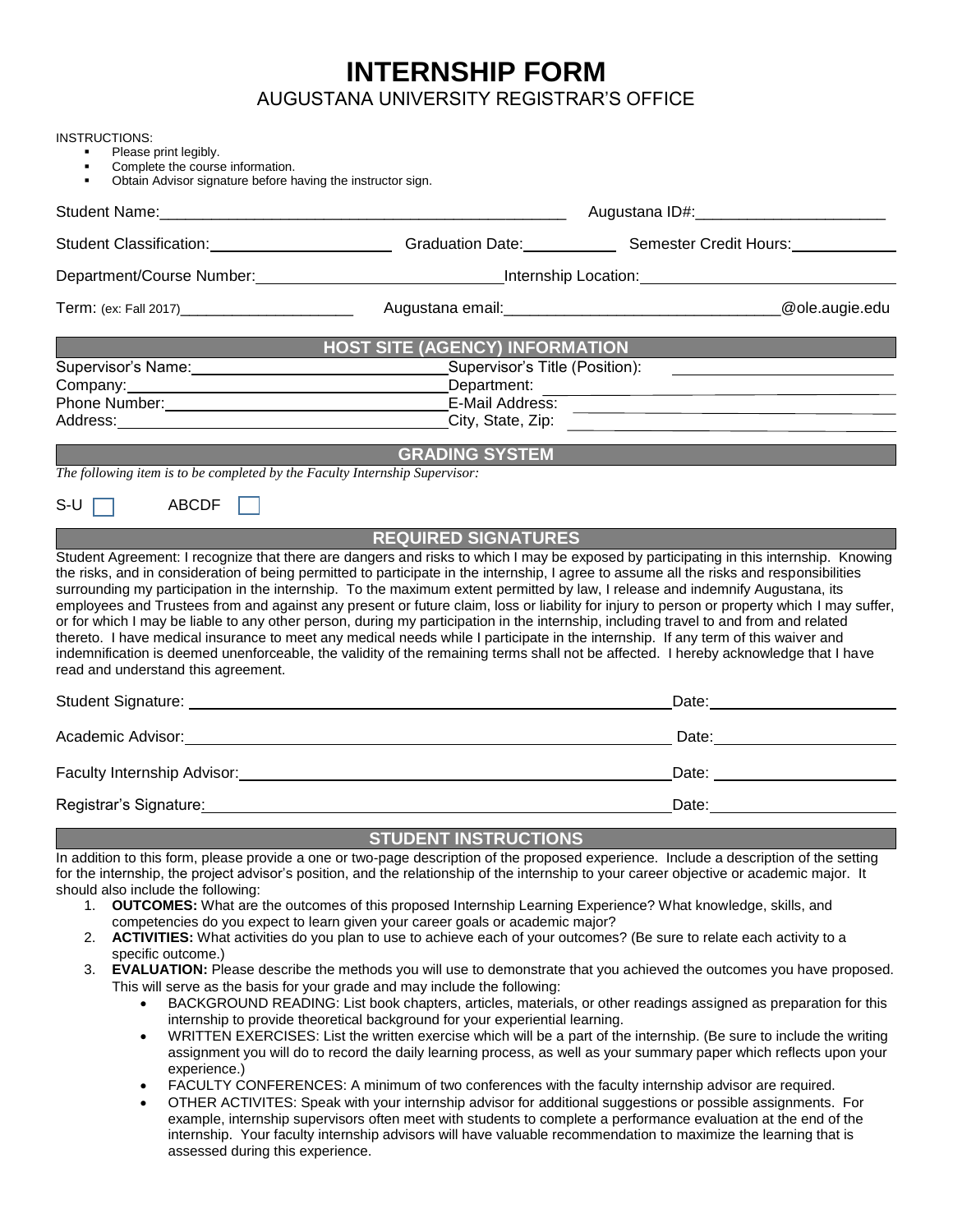# INTERNSHIP FORM

AUGUSTANA UNIVERSITY REGISTRAR'S OFFICE

INSTRUCTIONS:

- Please print legibly.
- Complete the course information.
- Obtain Advisor signature before having the instructor sign.

Student Name:_______________________________________________ Augustana ID#:_____________________

Student Classification:____________________ Graduation Date:__________ Semester Credit Hours:____________

Department/Course Number:____________________________ Internship Location:______________________________

Term: (ex: Fall 2017)_____________________ Augustana email:______________________________@ole.augie.edu

## HOST SITE (AGENCY) INFORMATION

Supervisor's Name:_____________________________ Supervisor's Title (Position): _____________________________

Company:_____________________________ Department: _____________________________

Phone Number:_____________________________ E-Mail Address: _____________________________

Address:_____________________________ City, State, Zip: _____________________________

## GRADING SYSTEM

*The following item is to be completed by the Faculty Internship Supervisor:*

S-U ☐ ABCDF ☐

## REQUIRED SIGNATURES

Student Agreement: I recognize that there are dangers and risks to which I may be exposed by participating in this internship. Knowing the risks, and in consideration of being permitted to participate in the internship, I agree to assume all the risks and responsibilities surrounding my participation in the internship. To the maximum extent permitted by law, I release and indemnify Augustana, its employees and Trustees from and against any present or future claim, loss or liability for injury to person or property which I may suffer, or for which I may be liable to any other person, during my participation in the internship, including travel to and from and related thereto. I have medical insurance to meet any medical needs while I participate in the internship. If any term of this waiver and indemnification is deemed unenforceable, the validity of the remaining terms shall not be affected. I hereby acknowledge that I have read and understand this agreement.

Student Signature: ___________________________________________________ Date:____________________

Academic Advisor:___________________________________________________ Date:____________________

Faculty Internship Advisor:___________________________________________________ Date:____________________

Registrar's Signature:___________________________________________________ Date:____________________

## STUDENT INSTRUCTIONS

In addition to this form, please provide a one or two-page description of the proposed experience. Include a description of the setting for the internship, the project advisor's position, and the relationship of the internship to your career objective or academic major. It should also include the following:

1. **OUTCOMES:** What are the outcomes of this proposed Internship Learning Experience? What knowledge, skills, and competencies do you expect to learn given your career goals or academic major?
2. **ACTIVITIES:** What activities do you plan to use to achieve each of your outcomes? (Be sure to relate each activity to a specific outcome.)
3. **EVALUATION:** Please describe the methods you will use to demonstrate that you achieved the outcomes you have proposed. This will serve as the basis for your grade and may include the following:
   - BACKGROUND READING: List book chapters, articles, materials, or other readings assigned as preparation for this internship to provide theoretical background for your experiential learning.
   - WRITTEN EXERCISES: List the written exercise which will be a part of the internship. (Be sure to include the writing assignment you will do to record the daily learning process, as well as your summary paper which reflects upon your experience.)
   - FACULTY CONFERENCES: A minimum of two conferences with the faculty internship advisor are required.
   - OTHER ACTIVITES: Speak with your internship advisor for additional suggestions or possible assignments. For example, internship supervisors often meet with students to complete a performance evaluation at the end of the internship. Your faculty internship advisors will have valuable recommendation to maximize the learning that is assessed during this experience.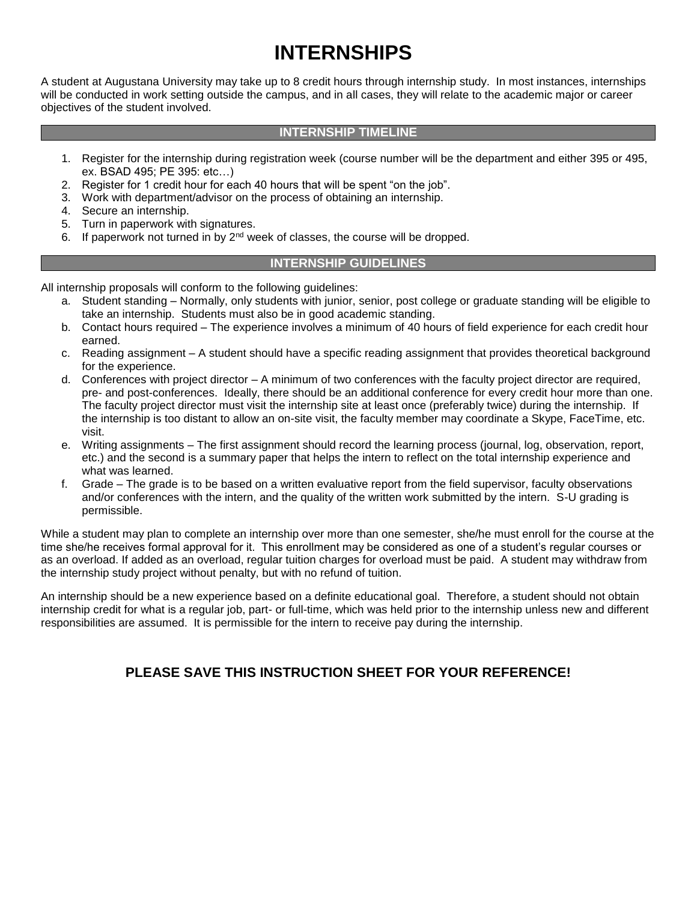# INTERNSHIPS

A student at Augustana University may take up to 8 credit hours through internship study. In most instances, internships will be conducted in work setting outside the campus, and in all cases, they will relate to the academic major or career objectives of the student involved.

## INTERNSHIP TIMELINE

1. Register for the internship during registration week (course number will be the department and either 395 or 495, ex. BSAD 495; PE 395: etc…)
2. Register for 1 credit hour for each 40 hours that will be spent "on the job".
3. Work with department/advisor on the process of obtaining an internship.
4. Secure an internship.
5. Turn in paperwork with signatures.
6. If paperwork not turned in by 2nd week of classes, the course will be dropped.

## INTERNSHIP GUIDELINES

All internship proposals will conform to the following guidelines:

a. Student standing – Normally, only students with junior, senior, post college or graduate standing will be eligible to take an internship. Students must also be in good academic standing.
b. Contact hours required – The experience involves a minimum of 40 hours of field experience for each credit hour earned.
c. Reading assignment – A student should have a specific reading assignment that provides theoretical background for the experience.
d. Conferences with project director – A minimum of two conferences with the faculty project director are required, pre- and post-conferences. Ideally, there should be an additional conference for every credit hour more than one. The faculty project director must visit the internship site at least once (preferably twice) during the internship. If the internship is too distant to allow an on-site visit, the faculty member may coordinate a Skype, FaceTime, etc. visit.
e. Writing assignments – The first assignment should record the learning process (journal, log, observation, report, etc.) and the second is a summary paper that helps the intern to reflect on the total internship experience and what was learned.
f. Grade – The grade is to be based on a written evaluative report from the field supervisor, faculty observations and/or conferences with the intern, and the quality of the written work submitted by the intern. S-U grading is permissible.

While a student may plan to complete an internship over more than one semester, she/he must enroll for the course at the time she/he receives formal approval for it. This enrollment may be considered as one of a student's regular courses or as an overload. If added as an overload, regular tuition charges for overload must be paid. A student may withdraw from the internship study project without penalty, but with no refund of tuition.

An internship should be a new experience based on a definite educational goal. Therefore, a student should not obtain internship credit for what is a regular job, part- or full-time, which was held prior to the internship unless new and different responsibilities are assumed. It is permissible for the intern to receive pay during the internship.

**PLEASE SAVE THIS INSTRUCTION SHEET FOR YOUR REFERENCE!**